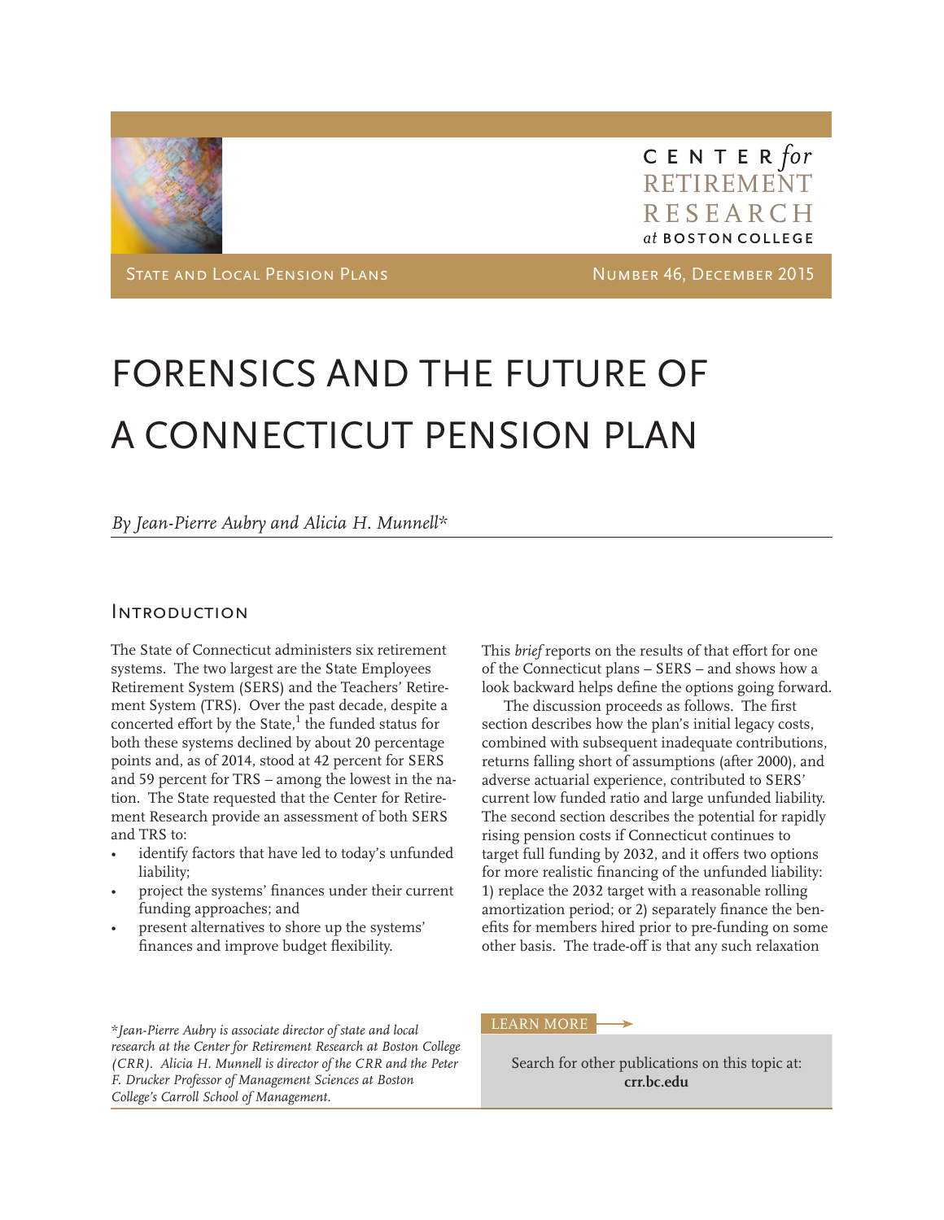CENTER *for* RETIREMENT RESEARCH *at* BOSTON COLLEGE

STATE AND LOCAL PENSION PLANS

NUMBER 46, DECEMBER 2015

# FORENSICS AND THE FUTURE OF A CONNECTICUT PENSION PLAN

*By Jean-Pierre Aubry and Alicia H. Munnell**

## Introduction

The State of Connecticut administers six retirement systems. The two largest are the State Employees Retirement System (SERS) and the Teachers' Retirement System (TRS). Over the past decade, despite a concerted effort by the State,[1] the funded status for both these systems declined by about 20 percentage points and, as of 2014, stood at 42 percent for SERS and 59 percent for TRS – among the lowest in the nation. The State requested that the Center for Retirement Research provide an assessment of both SERS and TRS to:

- identify factors that have led to today's unfunded liability;
- project the systems' finances under their current funding approaches; and
- present alternatives to shore up the systems' finances and improve budget flexibility.

This *brief* reports on the results of that effort for one of the Connecticut plans – SERS – and shows how a look backward helps define the options going forward.

The discussion proceeds as follows. The first section describes how the plan's initial legacy costs, combined with subsequent inadequate contributions, returns falling short of assumptions (after 2000), and adverse actuarial experience, contributed to SERS' current low funded ratio and large unfunded liability. The second section describes the potential for rapidly rising pension costs if Connecticut continues to target full funding by 2032, and it offers two options for more realistic financing of the unfunded liability: 1) replace the 2032 target with a reasonable rolling amortization period; or 2) separately finance the benefits for members hired prior to pre-funding on some other basis. The trade-off is that any such relaxation

*\*Jean-Pierre Aubry is associate director of state and local research at the Center for Retirement Research at Boston College (CRR). Alicia H. Munnell is director of the CRR and the Peter F. Drucker Professor of Management Sciences at Boston College's Carroll School of Management.*

LEARN MORE

Search for other publications on this topic at:
**crr.bc.edu**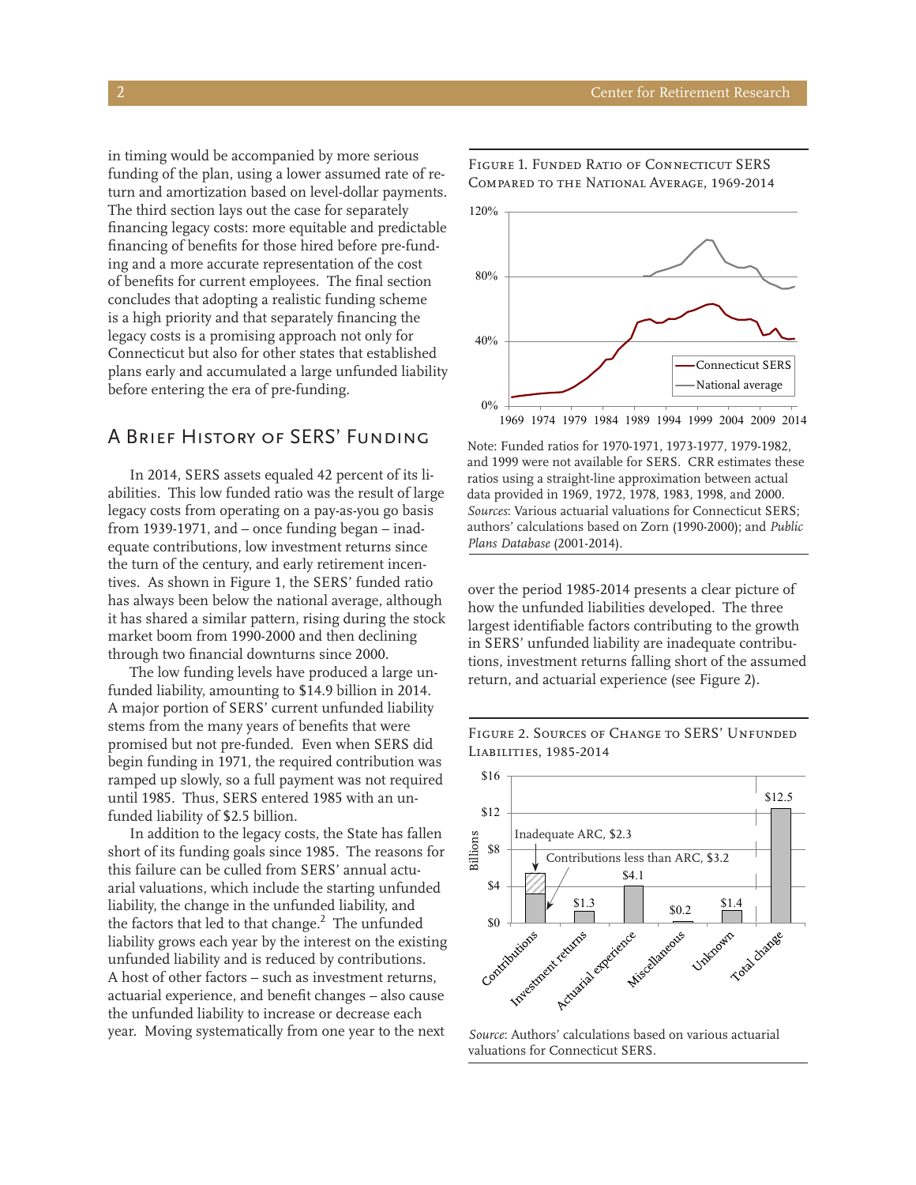in timing would be accompanied by more serious funding of the plan, using a lower assumed rate of return and amortization based on level-dollar payments. The third section lays out the case for separately financing legacy costs: more equitable and predictable financing of benefits for those hired before pre-funding and a more accurate representation of the cost of benefits for current employees. The final section concludes that adopting a realistic funding scheme is a high priority and that separately financing the legacy costs is a promising approach not only for Connecticut but also for other states that established plans early and accumulated a large unfunded liability before entering the era of pre-funding.

## A Brief History of SERS' Funding

In 2014, SERS assets equaled 42 percent of its liabilities. This low funded ratio was the result of large legacy costs from operating on a pay-as-you go basis from 1939-1971, and – once funding began – inadequate contributions, low investment returns since the turn of the century, and early retirement incentives. As shown in Figure 1, the SERS' funded ratio has always been below the national average, although it has shared a similar pattern, rising during the stock market boom from 1990-2000 and then declining through two financial downturns since 2000.

The low funding levels have produced a large unfunded liability, amounting to $14.9 billion in 2014. A major portion of SERS' current unfunded liability stems from the many years of benefits that were promised but not pre-funded. Even when SERS did begin funding in 1971, the required contribution was ramped up slowly, so a full payment was not required until 1985. Thus, SERS entered 1985 with an unfunded liability of $2.5 billion.

In addition to the legacy costs, the State has fallen short of its funding goals since 1985. The reasons for this failure can be culled from SERS' annual actuarial valuations, which include the starting unfunded liability, the change in the unfunded liability, and the factors that led to that change.[2] The unfunded liability grows each year by the interest on the existing unfunded liability and is reduced by contributions. A host of other factors – such as investment returns, actuarial experience, and benefit changes – also cause the unfunded liability to increase or decrease each year. Moving systematically from one year to the next over the period 1985-2014 presents a clear picture of how the unfunded liabilities developed. The three largest identifiable factors contributing to the growth in SERS' unfunded liability are inadequate contributions, investment returns falling short of the assumed return, and actuarial experience (see Figure 2).

Figure 1. Funded Ratio of Connecticut SERS Compared to the National Average, 1969-2014

Note: Funded ratios for 1970-1971, 1973-1977, 1979-1982, and 1999 were not available for SERS. CRR estimates these ratios using a straight-line approximation between actual data provided in 1969, 1972, 1978, 1983, 1998, and 2000.
*Sources*: Various actuarial valuations for Connecticut SERS; authors' calculations based on Zorn (1990-2000); and *Public Plans Database* (2001-2014).

Figure 2. Sources of Change to SERS' Unfunded Liabilities, 1985-2014

| Source | Billions |
|---|---|
| Contributions (Inadequate ARC, $2.3; Contributions less than ARC, $3.2) | $5.5 |
| Investment returns | $1.3 |
| Actuarial experience | $4.1 |
| Miscellaneous | $0.2 |
| Unknown | $1.4 |
| Total change | $12.5 |

*Source*: Authors' calculations based on various actuarial valuations for Connecticut SERS.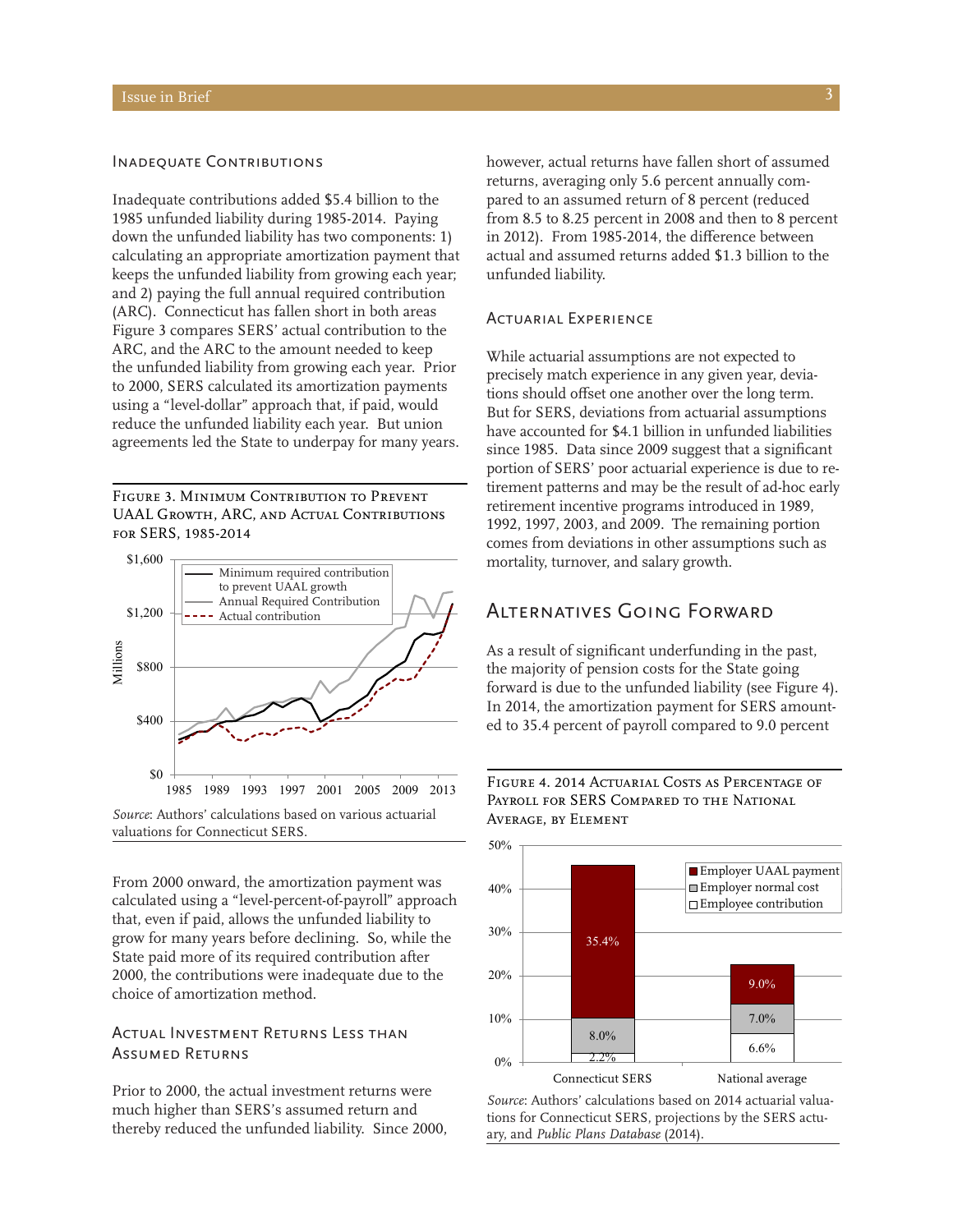### Inadequate Contributions

Inadequate contributions added $5.4 billion to the 1985 unfunded liability during 1985-2014. Paying down the unfunded liability has two components: 1) calculating an appropriate amortization payment that keeps the unfunded liability from growing each year; and 2) paying the full annual required contribution (ARC). Connecticut has fallen short in both areas Figure 3 compares SERS' actual contribution to the ARC, and the ARC to the amount needed to keep the unfunded liability from growing each year. Prior to 2000, SERS calculated its amortization payments using a "level-dollar" approach that, if paid, would reduce the unfunded liability each year. But union agreements led the State to underpay for many years.

Figure 3. Minimum Contribution to Prevent UAAL Growth, ARC, and Actual Contributions for SERS, 1985-2014

*Source*: Authors' calculations based on various actuarial valuations for Connecticut SERS.

From 2000 onward, the amortization payment was calculated using a "level-percent-of-payroll" approach that, even if paid, allows the unfunded liability to grow for many years before declining. So, while the State paid more of its required contribution after 2000, the contributions were inadequate due to the choice of amortization method.

### Actual Investment Returns Less than Assumed Returns

Prior to 2000, the actual investment returns were much higher than SERS's assumed return and thereby reduced the unfunded liability. Since 2000, however, actual returns have fallen short of assumed returns, averaging only 5.6 percent annually compared to an assumed return of 8 percent (reduced from 8.5 to 8.25 percent in 2008 and then to 8 percent in 2012). From 1985-2014, the difference between actual and assumed returns added $1.3 billion to the unfunded liability.

### Actuarial Experience

While actuarial assumptions are not expected to precisely match experience in any given year, deviations should offset one another over the long term. But for SERS, deviations from actuarial assumptions have accounted for $4.1 billion in unfunded liabilities since 1985. Data since 2009 suggest that a significant portion of SERS' poor actuarial experience is due to retirement patterns and may be the result of ad-hoc early retirement incentive programs introduced in 1989, 1992, 1997, 2003, and 2009. The remaining portion comes from deviations in other assumptions such as mortality, turnover, and salary growth.

## Alternatives Going Forward

As a result of significant underfunding in the past, the majority of pension costs for the State going forward is due to the unfunded liability (see Figure 4). In 2014, the amortization payment for SERS amounted to 35.4 percent of payroll compared to 9.0 percent

Figure 4. 2014 Actuarial Costs as Percentage of Payroll for SERS Compared to the National Average, by Element

| | Connecticut SERS | National average |
|---|---|---|
| Employer UAAL payment | 35.4% | 9.0% |
| Employer normal cost | 8.0% | 7.0% |
| Employee contribution | 2.2% | 6.6% |

*Source*: Authors' calculations based on 2014 actuarial valuations for Connecticut SERS, projections by the SERS actuary, and *Public Plans Database* (2014).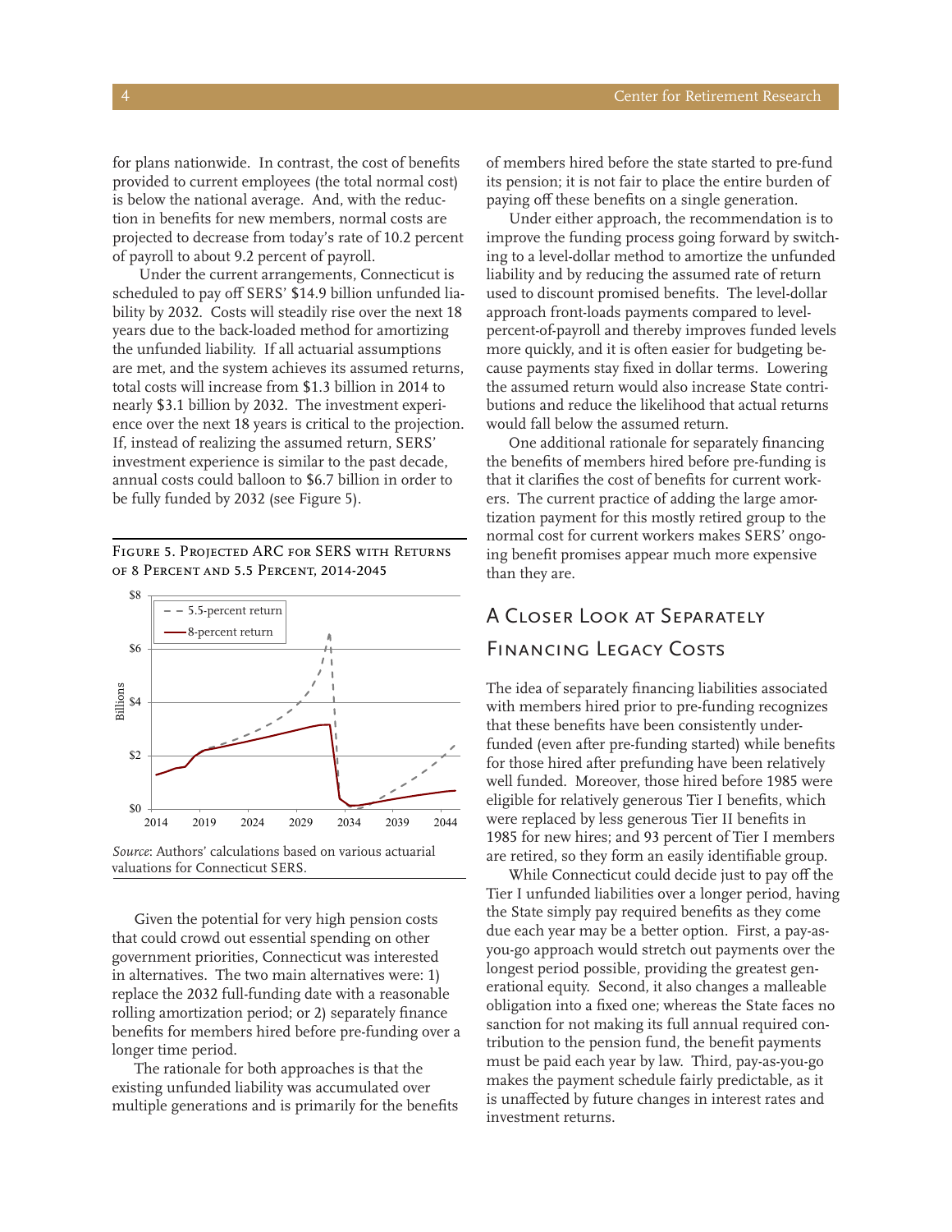for plans nationwide. In contrast, the cost of benefits provided to current employees (the total normal cost) is below the national average. And, with the reduction in benefits for new members, normal costs are projected to decrease from today's rate of 10.2 percent of payroll to about 9.2 percent of payroll.

Under the current arrangements, Connecticut is scheduled to pay off SERS' $14.9 billion unfunded liability by 2032. Costs will steadily rise over the next 18 years due to the back-loaded method for amortizing the unfunded liability. If all actuarial assumptions are met, and the system achieves its assumed returns, total costs will increase from $1.3 billion in 2014 to nearly $3.1 billion by 2032. The investment experience over the next 18 years is critical to the projection. If, instead of realizing the assumed return, SERS' investment experience is similar to the past decade, annual costs could balloon to $6.7 billion in order to be fully funded by 2032 (see Figure 5).

Figure 5. Projected ARC for SERS with Returns of 8 Percent and 5.5 Percent, 2014-2045

*Source*: Authors' calculations based on various actuarial valuations for Connecticut SERS.

Given the potential for very high pension costs that could crowd out essential spending on other government priorities, Connecticut was interested in alternatives. The two main alternatives were: 1) replace the 2032 full-funding date with a reasonable rolling amortization period; or 2) separately finance benefits for members hired before pre-funding over a longer time period.

The rationale for both approaches is that the existing unfunded liability was accumulated over multiple generations and is primarily for the benefits of members hired before the state started to pre-fund its pension; it is not fair to place the entire burden of paying off these benefits on a single generation.

Under either approach, the recommendation is to improve the funding process going forward by switching to a level-dollar method to amortize the unfunded liability and by reducing the assumed rate of return used to discount promised benefits. The level-dollar approach front-loads payments compared to level-percent-of-payroll and thereby improves funded levels more quickly, and it is often easier for budgeting because payments stay fixed in dollar terms. Lowering the assumed return would also increase State contributions and reduce the likelihood that actual returns would fall below the assumed return.

One additional rationale for separately financing the benefits of members hired before pre-funding is that it clarifies the cost of benefits for current workers. The current practice of adding the large amortization payment for this mostly retired group to the normal cost for current workers makes SERS' ongoing benefit promises appear much more expensive than they are.

## A Closer Look at Separately Financing Legacy Costs

The idea of separately financing liabilities associated with members hired prior to pre-funding recognizes that these benefits have been consistently underfunded (even after pre-funding started) while benefits for those hired after prefunding have been relatively well funded. Moreover, those hired before 1985 were eligible for relatively generous Tier I benefits, which were replaced by less generous Tier II benefits in 1985 for new hires; and 93 percent of Tier I members are retired, so they form an easily identifiable group.

While Connecticut could decide just to pay off the Tier I unfunded liabilities over a longer period, having the State simply pay required benefits as they come due each year may be a better option. First, a pay-as-you-go approach would stretch out payments over the longest period possible, providing the greatest generational equity. Second, it also changes a malleable obligation into a fixed one; whereas the State faces no sanction for not making its full annual required contribution to the pension fund, the benefit payments must be paid each year by law. Third, pay-as-you-go makes the payment schedule fairly predictable, as it is unaffected by future changes in interest rates and investment returns.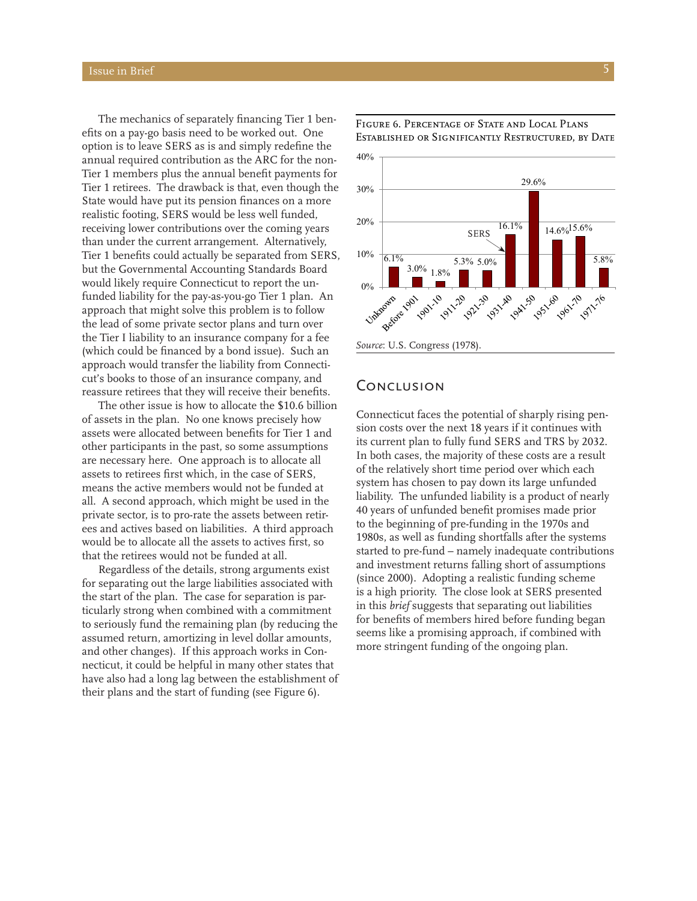The mechanics of separately financing Tier 1 benefits on a pay-go basis need to be worked out. One option is to leave SERS as is and simply redefine the annual required contribution as the ARC for the non-Tier 1 members plus the annual benefit payments for Tier 1 retirees. The drawback is that, even though the State would have put its pension finances on a more realistic footing, SERS would be less well funded, receiving lower contributions over the coming years than under the current arrangement. Alternatively, Tier 1 benefits could actually be separated from SERS, but the Governmental Accounting Standards Board would likely require Connecticut to report the unfunded liability for the pay-as-you-go Tier 1 plan. An approach that might solve this problem is to follow the lead of some private sector plans and turn over the Tier I liability to an insurance company for a fee (which could be financed by a bond issue). Such an approach would transfer the liability from Connecticut's books to those of an insurance company, and reassure retirees that they will receive their benefits.

The other issue is how to allocate the $10.6 billion of assets in the plan. No one knows precisely how assets were allocated between benefits for Tier 1 and other participants in the past, so some assumptions are necessary here. One approach is to allocate all assets to retirees first which, in the case of SERS, means the active members would not be funded at all. A second approach, which might be used in the private sector, is to pro-rate the assets between retirees and actives based on liabilities. A third approach would be to allocate all the assets to actives first, so that the retirees would not be funded at all.

Regardless of the details, strong arguments exist for separating out the large liabilities associated with the start of the plan. The case for separation is particularly strong when combined with a commitment to seriously fund the remaining plan (by reducing the assumed return, amortizing in level dollar amounts, and other changes). If this approach works in Connecticut, it could be helpful in many other states that have also had a long lag between the establishment of their plans and the start of funding (see Figure 6).

Figure 6. Percentage of State and Local Plans Established or Significantly Restructured, by Date

| Date | Percentage |
|---|---|
| Unknown | 6.1% |
| Before 1901 | 3.0% |
| 1901-10 | 1.8% |
| 1911-20 | 5.3% |
| 1921-30 | 5.0% |
| 1931-40 (SERS) | 16.1% |
| 1941-50 | 29.6% |
| 1951-60 | 14.6% |
| 1961-70 | 15.6% |
| 1971-76 | 5.8% |

*Source*: U.S. Congress (1978).

## Conclusion

Connecticut faces the potential of sharply rising pension costs over the next 18 years if it continues with its current plan to fully fund SERS and TRS by 2032. In both cases, the majority of these costs are a result of the relatively short time period over which each system has chosen to pay down its large unfunded liability. The unfunded liability is a product of nearly 40 years of unfunded benefit promises made prior to the beginning of pre-funding in the 1970s and 1980s, as well as funding shortfalls after the systems started to pre-fund – namely inadequate contributions and investment returns falling short of assumptions (since 2000). Adopting a realistic funding scheme is a high priority. The close look at SERS presented in this *brief* suggests that separating out liabilities for benefits of members hired before funding began seems like a promising approach, if combined with more stringent funding of the ongoing plan.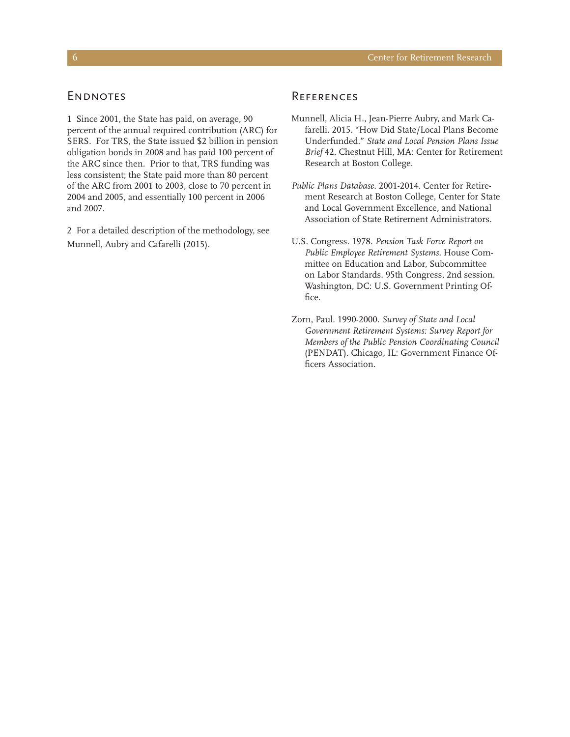## Endnotes

1 Since 2001, the State has paid, on average, 90 percent of the annual required contribution (ARC) for SERS. For TRS, the State issued $2 billion in pension obligation bonds in 2008 and has paid 100 percent of the ARC since then. Prior to that, TRS funding was less consistent; the State paid more than 80 percent of the ARC from 2001 to 2003, close to 70 percent in 2004 and 2005, and essentially 100 percent in 2006 and 2007.

2 For a detailed description of the methodology, see Munnell, Aubry and Cafarelli (2015).

## References

Munnell, Alicia H., Jean-Pierre Aubry, and Mark Cafarelli. 2015. "How Did State/Local Plans Become Underfunded." *State and Local Pension Plans Issue Brief* 42. Chestnut Hill, MA: Center for Retirement Research at Boston College.

*Public Plans Database*. 2001-2014. Center for Retirement Research at Boston College, Center for State and Local Government Excellence, and National Association of State Retirement Administrators.

U.S. Congress. 1978. *Pension Task Force Report on Public Employee Retirement Systems*. House Committee on Education and Labor, Subcommittee on Labor Standards. 95th Congress, 2nd session. Washington, DC: U.S. Government Printing Office.

Zorn, Paul. 1990-2000. *Survey of State and Local Government Retirement Systems: Survey Report for Members of the Public Pension Coordinating Council* (PENDAT). Chicago, IL: Government Finance Officers Association.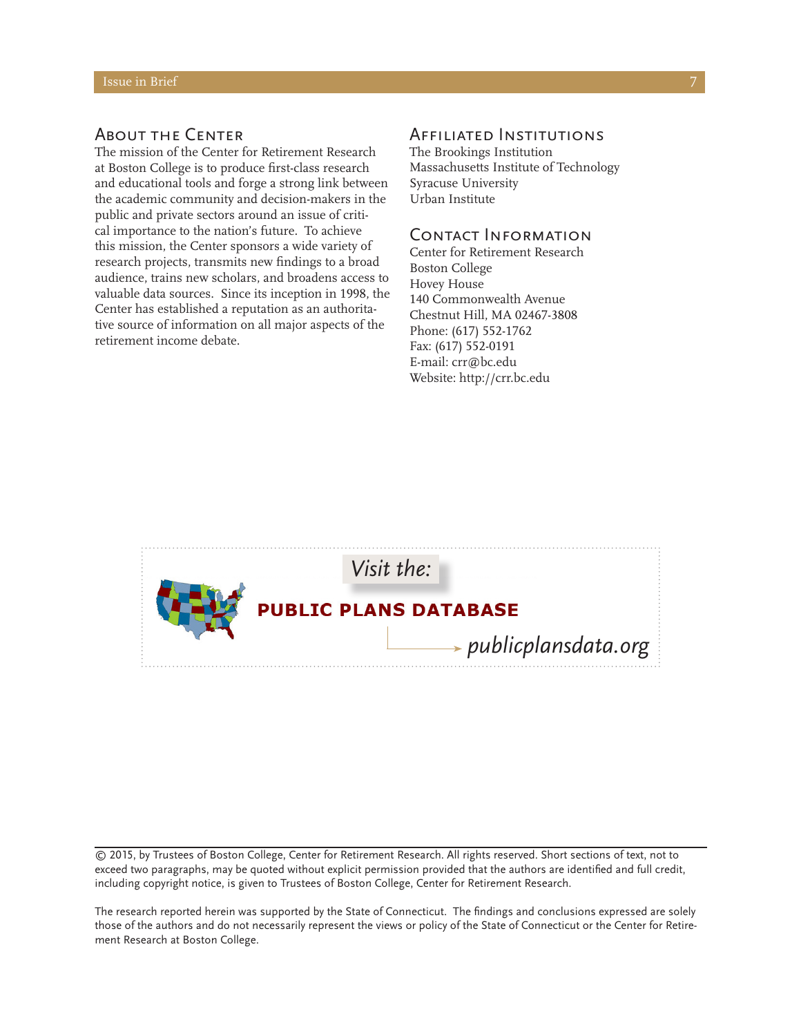## About the Center

The mission of the Center for Retirement Research at Boston College is to produce first-class research and educational tools and forge a strong link between the academic community and decision-makers in the public and private sectors around an issue of critical importance to the nation's future. To achieve this mission, the Center sponsors a wide variety of research projects, transmits new findings to a broad audience, trains new scholars, and broadens access to valuable data sources. Since its inception in 1998, the Center has established a reputation as an authoritative source of information on all major aspects of the retirement income debate.

## Affiliated Institutions

The Brookings Institution
Massachusetts Institute of Technology
Syracuse University
Urban Institute

## Contact Information

Center for Retirement Research
Boston College
Hovey House
140 Commonwealth Avenue
Chestnut Hill, MA 02467-3808
Phone: (617) 552-1762
Fax: (617) 552-0191
E-mail: crr@bc.edu
Website: http://crr.bc.edu

*Visit the:*

**PUBLIC PLANS DATABASE**

*publicplansdata.org*

© 2015, by Trustees of Boston College, Center for Retirement Research. All rights reserved. Short sections of text, not to exceed two paragraphs, may be quoted without explicit permission provided that the authors are identified and full credit, including copyright notice, is given to Trustees of Boston College, Center for Retirement Research.

The research reported herein was supported by the State of Connecticut. The findings and conclusions expressed are solely those of the authors and do not necessarily represent the views or policy of the State of Connecticut or the Center for Retirement Research at Boston College.